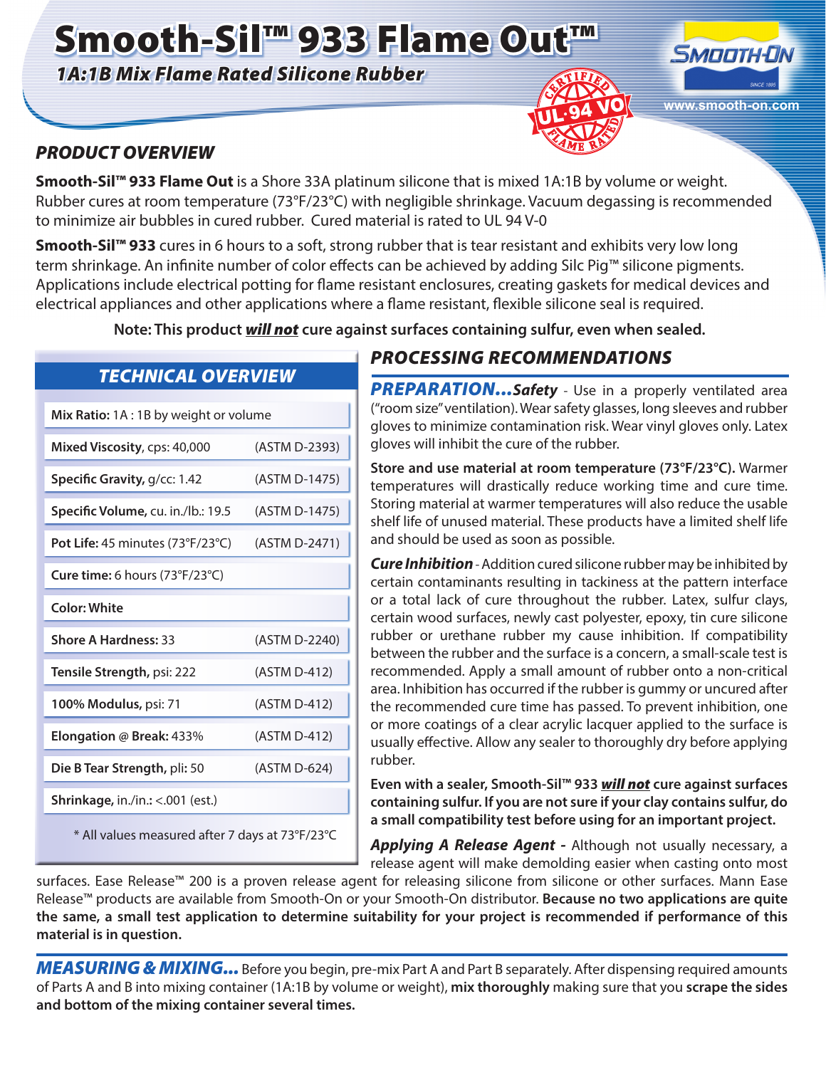# Smooth-Sil™ 933 Flame Out™

### 1A:1B Mix Flame Rated Silicone Rubber

## PRODUCT OVERVIEW

**Smooth-Sil™ 933 Flame Out** is a Shore 33A platinum silicone that is mixed 1A:1B by volume or weight. Rubber cures at room temperature (73°F/23°C) with negligible shrinkage. Vacuum degassing is recommended to minimize air bubbles in cured rubber. Cured material is rated to UL 94 V-0

**Smooth-Sil™ 933** cures in 6 hours to a soft, strong rubber that is tear resistant and exhibits very low long term shrinkage. An infinite number of color effects can be achieved by adding Silc Pig™ silicone pigments. Applications include electrical potting for flame resistant enclosures, creating gaskets for medical devices and electrical appliances and other applications where a flame resistant, flexible silicone seal is required.

**Note: This product *will not* cure against surfaces containing sulfur, even when sealed.**

## TECHNICAL OVERVIEW

| Property | Test Method |
|---|---|
| **Mix Ratio:** 1A : 1B by weight or volume | |
| **Mixed Viscosity**, cps: 40,000 | (ASTM D-2393) |
| **Specific Gravity**, g/cc: 1.42 | (ASTM D-1475) |
| **Specific Volume**, cu. in./lb.: 19.5 | (ASTM D-1475) |
| **Pot Life:** 45 minutes (73°F/23°C) | (ASTM D-2471) |
| **Cure time:** 6 hours (73°F/23°C) | |
| **Color: White** | |
| **Shore A Hardness:** 33 | (ASTM D-2240) |
| **Tensile Strength**, psi: 222 | (ASTM D-412) |
| **100% Modulus**, psi: 71 | (ASTM D-412) |
| **Elongation @ Break:** 433% | (ASTM D-412) |
| **Die B Tear Strength**, pli: 50 | (ASTM D-624) |
| **Shrinkage**, in./in.: <.001 (est.) | |

\* All values measured after 7 days at 73°F/23°C

## PROCESSING RECOMMENDATIONS

**PREPARATION...*Safety*** - Use in a properly ventilated area ("room size" ventilation). Wear safety glasses, long sleeves and rubber gloves to minimize contamination risk. Wear vinyl gloves only. Latex gloves will inhibit the cure of the rubber.

**Store and use material at room temperature (73°F/23°C).** Warmer temperatures will drastically reduce working time and cure time. Storing material at warmer temperatures will also reduce the usable shelf life of unused material. These products have a limited shelf life and should be used as soon as possible.

***Cure Inhibition*** - Addition cured silicone rubber may be inhibited by certain contaminants resulting in tackiness at the pattern interface or a total lack of cure throughout the rubber. Latex, sulfur clays, certain wood surfaces, newly cast polyester, epoxy, tin cure silicone rubber or urethane rubber my cause inhibition. If compatibility between the rubber and the surface is a concern, a small-scale test is recommended. Apply a small amount of rubber onto a non-critical area. Inhibition has occurred if the rubber is gummy or uncured after the recommended cure time has passed. To prevent inhibition, one or more coatings of a clear acrylic lacquer applied to the surface is usually effective. Allow any sealer to thoroughly dry before applying rubber.

**Even with a sealer, Smooth-Sil™ 933 *will not* cure against surfaces containing sulfur. If you are not sure if your clay contains sulfur, do a small compatibility test before using for an important project.**

***Applying A Release Agent*** **-** Although not usually necessary, a release agent will make demolding easier when casting onto most surfaces. Ease Release™ 200 is a proven release agent for releasing silicone from silicone or other surfaces. Mann Ease Release™ products are available from Smooth-On or your Smooth-On distributor. **Because no two applications are quite the same, a small test application to determine suitability for your project is recommended if performance of this material is in question.**

***MEASURING & MIXING...*** Before you begin, pre-mix Part A and Part B separately. After dispensing required amounts of Parts A and B into mixing container (1A:1B by volume or weight), **mix thoroughly** making sure that you **scrape the sides and bottom of the mixing container several times.**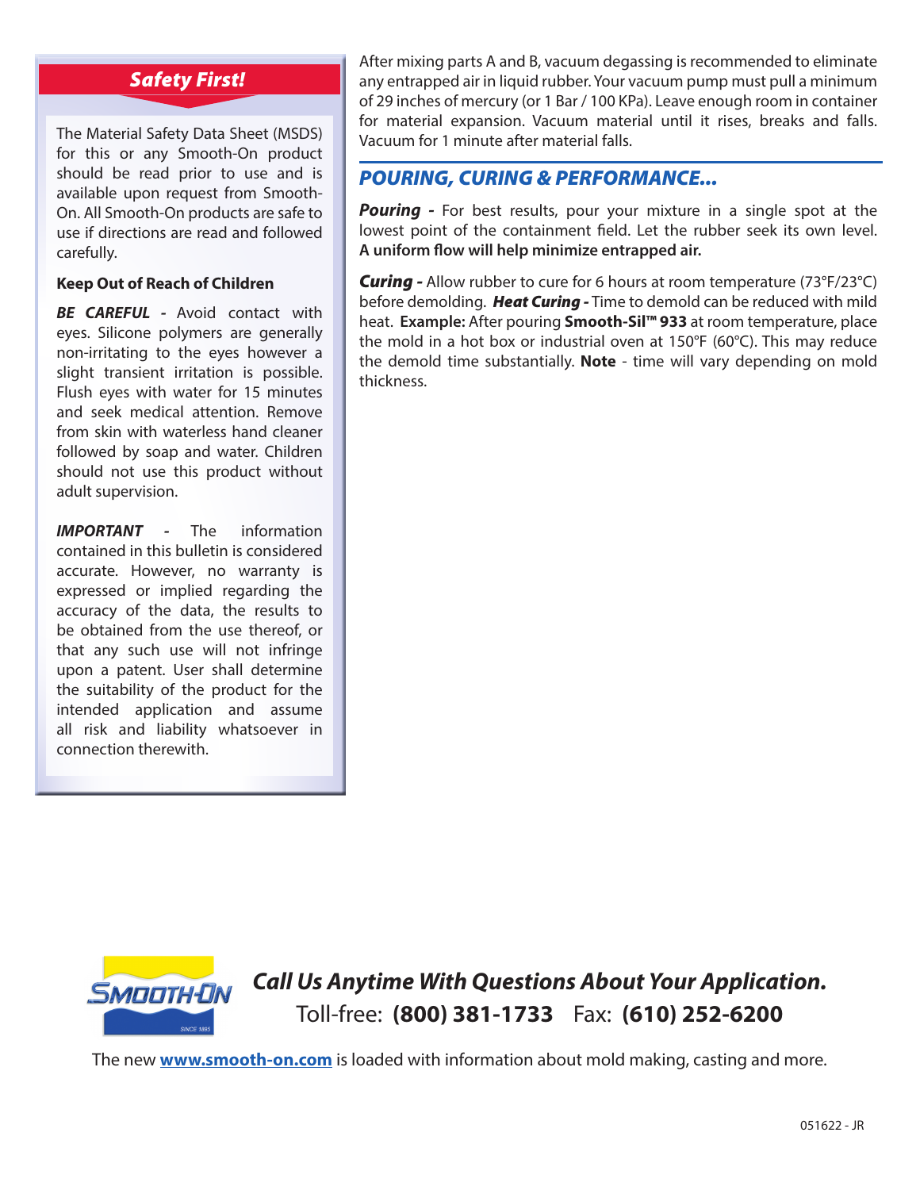## Safety First!

The Material Safety Data Sheet (MSDS) for this or any Smooth-On product should be read prior to use and is available upon request from Smooth-On. All Smooth-On products are safe to use if directions are read and followed carefully.

**Keep Out of Reach of Children**

***BE CAREFUL -*** Avoid contact with eyes. Silicone polymers are generally non-irritating to the eyes however a slight transient irritation is possible. Flush eyes with water for 15 minutes and seek medical attention. Remove from skin with waterless hand cleaner followed by soap and water. Children should not use this product without adult supervision.

***IMPORTANT -*** The information contained in this bulletin is considered accurate. However, no warranty is expressed or implied regarding the accuracy of the data, the results to be obtained from the use thereof, or that any such use will not infringe upon a patent. User shall determine the suitability of the product for the intended application and assume all risk and liability whatsoever in connection therewith.

After mixing parts A and B, vacuum degassing is recommended to eliminate any entrapped air in liquid rubber. Your vacuum pump must pull a minimum of 29 inches of mercury (or 1 Bar / 100 KPa). Leave enough room in container for material expansion. Vacuum material until it rises, breaks and falls. Vacuum for 1 minute after material falls.

## POURING, CURING & PERFORMANCE...

***Pouring -*** For best results, pour your mixture in a single spot at the lowest point of the containment field. Let the rubber seek its own level. **A uniform flow will help minimize entrapped air.**

***Curing -*** Allow rubber to cure for 6 hours at room temperature (73°F/23°C) before demolding. ***Heat Curing -*** Time to demold can be reduced with mild heat. **Example:** After pouring **Smooth-Sil™ 933** at room temperature, place the mold in a hot box or industrial oven at 150°F (60°C). This may reduce the demold time substantially. **Note** - time will vary depending on mold thickness.

***Call Us Anytime With Questions About Your Application.***

Toll-free: **(800) 381-1733** Fax: **(610) 252-6200**

The new **www.smooth-on.com** is loaded with information about mold making, casting and more.

051622 - JR